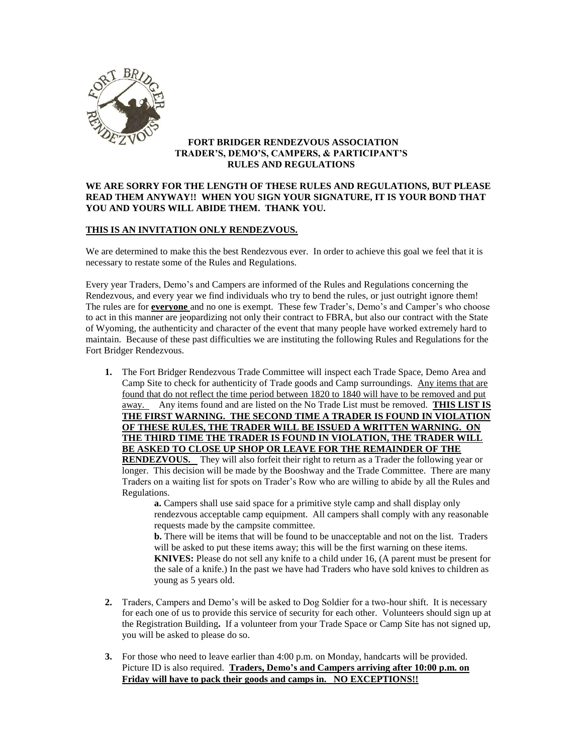**FORT BRIDGER RENDEZVOUS ASSOCIATION**
**TRADER'S, DEMO'S, CAMPERS, & PARTICIPANT'S**
**RULES AND REGULATIONS**

**WE ARE SORRY FOR THE LENGTH OF THESE RULES AND REGULATIONS, BUT PLEASE READ THEM ANYWAY!! WHEN YOU SIGN YOUR SIGNATURE, IT IS YOUR BOND THAT YOU AND YOURS WILL ABIDE THEM. THANK YOU.**

**THIS IS AN INVITATION ONLY RENDEZVOUS.**

We are determined to make this the best Rendezvous ever. In order to achieve this goal we feel that it is necessary to restate some of the Rules and Regulations.

Every year Traders, Demo's and Campers are informed of the Rules and Regulations concerning the Rendezvous, and every year we find individuals who try to bend the rules, or just outright ignore them! The rules are for **everyone** and no one is exempt. These few Trader's, Demo's and Camper's who choose to act in this manner are jeopardizing not only their contract to FBRA, but also our contract with the State of Wyoming, the authenticity and character of the event that many people have worked extremely hard to maintain. Because of these past difficulties we are instituting the following Rules and Regulations for the Fort Bridger Rendezvous.

1. The Fort Bridger Rendezvous Trade Committee will inspect each Trade Space, Demo Area and Camp Site to check for authenticity of Trade goods and Camp surroundings. Any items that are found that do not reflect the time period between 1820 to 1840 will have to be removed and put away. Any items found and are listed on the No Trade List must be removed. **THIS LIST IS THE FIRST WARNING. THE SECOND TIME A TRADER IS FOUND IN VIOLATION OF THESE RULES, THE TRADER WILL BE ISSUED A WRITTEN WARNING. ON THE THIRD TIME THE TRADER IS FOUND IN VIOLATION, THE TRADER WILL BE ASKED TO CLOSE UP SHOP OR LEAVE FOR THE REMAINDER OF THE RENDEZVOUS.** They will also forfeit their right to return as a Trader the following year or longer. This decision will be made by the Booshway and the Trade Committee. There are many Traders on a waiting list for spots on Trader's Row who are willing to abide by all the Rules and Regulations.

   **a.** Campers shall use said space for a primitive style camp and shall display only rendezvous acceptable camp equipment. All campers shall comply with any reasonable requests made by the campsite committee.

   **b.** There will be items that will be found to be unacceptable and not on the list. Traders will be asked to put these items away; this will be the first warning on these items.

   **KNIVES:** Please do not sell any knife to a child under 16, (A parent must be present for the sale of a knife.) In the past we have had Traders who have sold knives to children as young as 5 years old.

2. Traders, Campers and Demo's will be asked to Dog Soldier for a two-hour shift. It is necessary for each one of us to provide this service of security for each other. Volunteers should sign up at the Registration Building**.** If a volunteer from your Trade Space or Camp Site has not signed up, you will be asked to please do so.

3. For those who need to leave earlier than 4:00 p.m. on Monday, handcarts will be provided. Picture ID is also required. **Traders, Demo's and Campers arriving after 10:00 p.m. on Friday will have to pack their goods and camps in. NO EXCEPTIONS!!**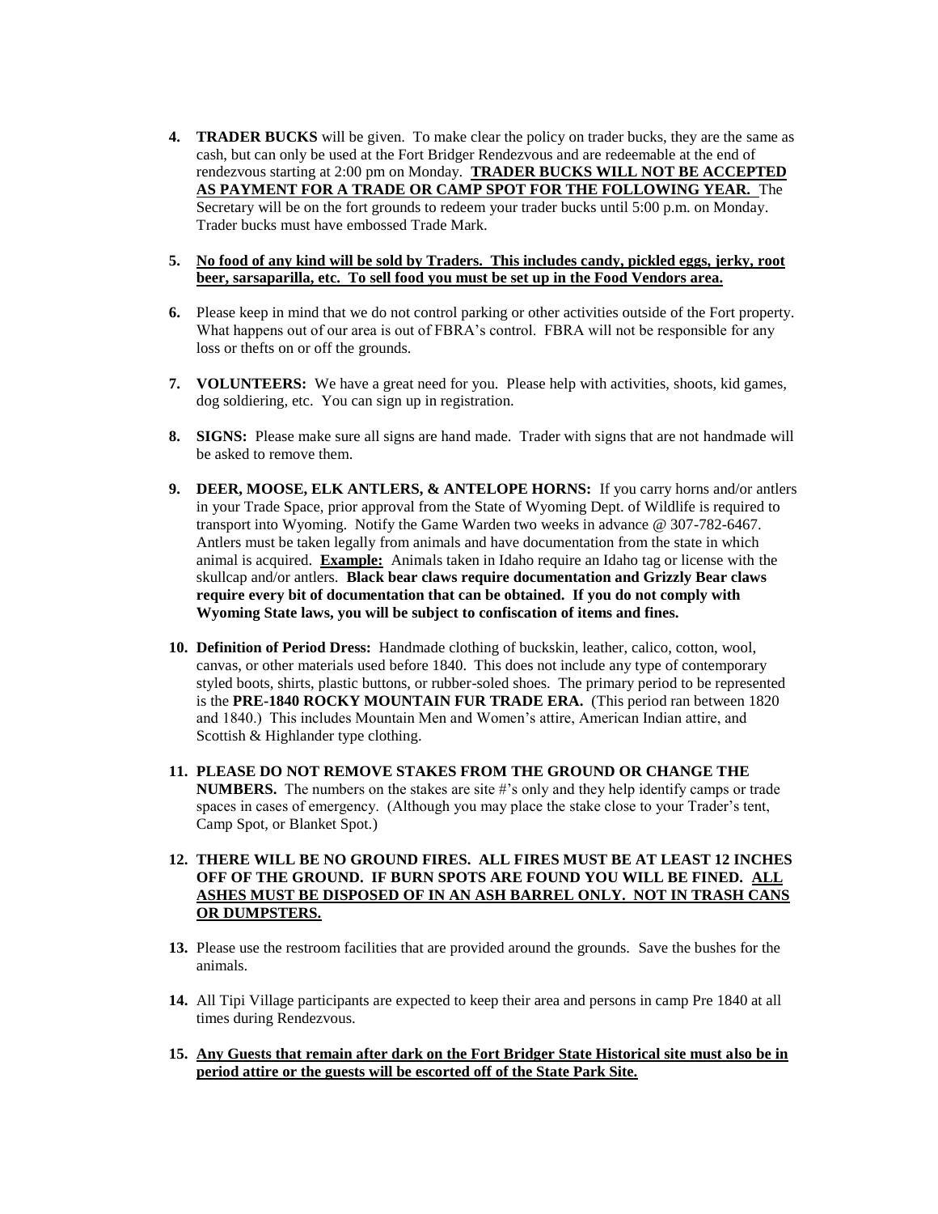4. **TRADER BUCKS** will be given. To make clear the policy on trader bucks, they are the same as cash, but can only be used at the Fort Bridger Rendezvous and are redeemable at the end of rendezvous starting at 2:00 pm on Monday. **TRADER BUCKS WILL NOT BE ACCEPTED AS PAYMENT FOR A TRADE OR CAMP SPOT FOR THE FOLLOWING YEAR.** The Secretary will be on the fort grounds to redeem your trader bucks until 5:00 p.m. on Monday. Trader bucks must have embossed Trade Mark.

5. **No food of any kind will be sold by Traders. This includes candy, pickled eggs, jerky, root beer, sarsaparilla, etc. To sell food you must be set up in the Food Vendors area.**

6. Please keep in mind that we do not control parking or other activities outside of the Fort property. What happens out of our area is out of FBRA's control. FBRA will not be responsible for any loss or thefts on or off the grounds.

7. **VOLUNTEERS:** We have a great need for you. Please help with activities, shoots, kid games, dog soldiering, etc. You can sign up in registration.

8. **SIGNS:** Please make sure all signs are hand made. Trader with signs that are not handmade will be asked to remove them.

9. **DEER, MOOSE, ELK ANTLERS, & ANTELOPE HORNS:** If you carry horns and/or antlers in your Trade Space, prior approval from the State of Wyoming Dept. of Wildlife is required to transport into Wyoming. Notify the Game Warden two weeks in advance @ 307-782-6467. Antlers must be taken legally from animals and have documentation from the state in which animal is acquired. **Example:** Animals taken in Idaho require an Idaho tag or license with the skullcap and/or antlers. **Black bear claws require documentation and Grizzly Bear claws require every bit of documentation that can be obtained. If you do not comply with Wyoming State laws, you will be subject to confiscation of items and fines.**

10. **Definition of Period Dress:** Handmade clothing of buckskin, leather, calico, cotton, wool, canvas, or other materials used before 1840. This does not include any type of contemporary styled boots, shirts, plastic buttons, or rubber-soled shoes. The primary period to be represented is the **PRE-1840 ROCKY MOUNTAIN FUR TRADE ERA.** (This period ran between 1820 and 1840.) This includes Mountain Men and Women's attire, American Indian attire, and Scottish & Highlander type clothing.

11. **PLEASE DO NOT REMOVE STAKES FROM THE GROUND OR CHANGE THE NUMBERS.** The numbers on the stakes are site #'s only and they help identify camps or trade spaces in cases of emergency. (Although you may place the stake close to your Trader's tent, Camp Spot, or Blanket Spot.)

12. **THERE WILL BE NO GROUND FIRES. ALL FIRES MUST BE AT LEAST 12 INCHES OFF OF THE GROUND. IF BURN SPOTS ARE FOUND YOU WILL BE FINED. ALL ASHES MUST BE DISPOSED OF IN AN ASH BARREL ONLY. NOT IN TRASH CANS OR DUMPSTERS.**

13. Please use the restroom facilities that are provided around the grounds. Save the bushes for the animals.

14. All Tipi Village participants are expected to keep their area and persons in camp Pre 1840 at all times during Rendezvous.

15. **Any Guests that remain after dark on the Fort Bridger State Historical site must also be in period attire or the guests will be escorted off of the State Park Site.**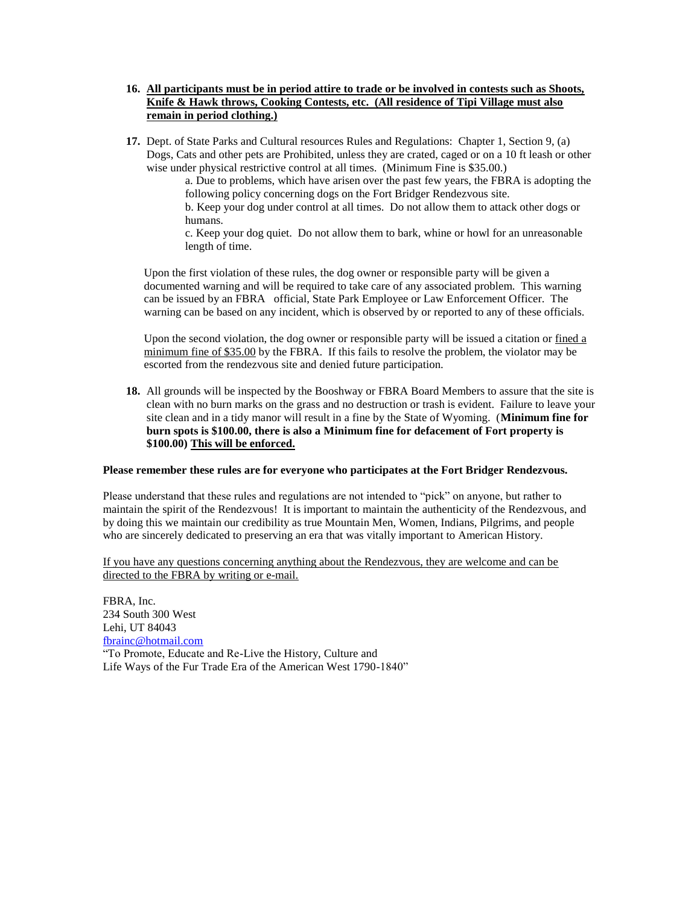16. **<u>All participants must be in period attire to trade or be involved in contests such as Shoots, Knife & Hawk throws, Cooking Contests, etc. (All residence of Tipi Village must also remain in period clothing.)</u>**

17. Dept. of State Parks and Cultural resources Rules and Regulations: Chapter 1, Section 9, (a) Dogs, Cats and other pets are Prohibited, unless they are crated, caged or on a 10 ft leash or other wise under physical restrictive control at all times. (Minimum Fine is $35.00.)

    a. Due to problems, which have arisen over the past few years, the FBRA is adopting the following policy concerning dogs on the Fort Bridger Rendezvous site.

    b. Keep your dog under control at all times. Do not allow them to attack other dogs or humans.

    c. Keep your dog quiet. Do not allow them to bark, whine or howl for an unreasonable length of time.

    Upon the first violation of these rules, the dog owner or responsible party will be given a documented warning and will be required to take care of any associated problem. This warning can be issued by an FBRA official, State Park Employee or Law Enforcement Officer. The warning can be based on any incident, which is observed by or reported to any of these officials.

    Upon the second violation, the dog owner or responsible party will be issued a citation or <u>fined a minimum fine of $35.00</u> by the FBRA. If this fails to resolve the problem, the violator may be escorted from the rendezvous site and denied future participation.

18. All grounds will be inspected by the Booshway or FBRA Board Members to assure that the site is clean with no burn marks on the grass and no destruction or trash is evident. Failure to leave your site clean and in a tidy manor will result in a fine by the State of Wyoming. (**Minimum fine for burn spots is $100.00, there is also a Minimum fine for defacement of Fort property is $100.00) <u>This will be enforced.</u>**

**Please remember these rules are for everyone who participates at the Fort Bridger Rendezvous.**

Please understand that these rules and regulations are not intended to "pick" on anyone, but rather to maintain the spirit of the Rendezvous! It is important to maintain the authenticity of the Rendezvous, and by doing this we maintain our credibility as true Mountain Men, Women, Indians, Pilgrims, and people who are sincerely dedicated to preserving an era that was vitally important to American History.

<u>If you have any questions concerning anything about the Rendezvous, they are welcome and can be directed to the FBRA by writing or e-mail.</u>

FBRA, Inc.
234 South 300 West
Lehi, UT 84043
fbrainc@hotmail.com
"To Promote, Educate and Re-Live the History, Culture and
Life Ways of the Fur Trade Era of the American West 1790-1840"